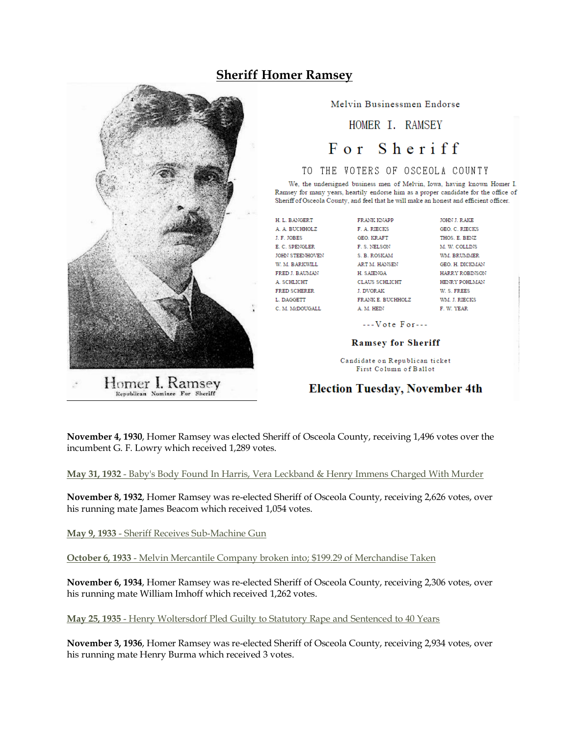# Sheriff Homer Ramsey

Homer I. Ramsey
Republican Nominee For Sheriff

Melvin Businessmen Endorse

HOMER I. RAMSEY

For Sheriff

TO THE VOTERS OF OSCEOLA COUNTY

We, the undersigned business men of Melvin, Iowa, having known Homer I. Ramsey for many years, heartily endorse him as a proper candidate for the office of Sheriff of Osceola County, and feel that he will make an honest and efficient officer.

| | | |
|---|---|---|
| H. L. BANGERT | FRANK KNAPP | JOHN J. RAKE |
| A. A. BUCHHOLZ | F. A. RIECKS | GEO. C. RIECKS |
| J. F. JOBES | GEO. KRAFT | THOS. E. BENZ |
| E. C. SPENGLER | F. S. NELSON | M. W. COLLINS |
| JOHN STEENHOVEN | S. B. ROSKAM | WM. BRUMMER |
| W. M. BARKWILL | ART M. HANSEN | GEO. H. DICKMAN |
| FRED J. BAUMAN | H. SAIENGA | HARRY ROBINSON |
| A. SCHLICHT | CLAUS SCHLICHT | HENRY POHLMAN |
| FRED SCHERER | J. DVORAK | W. S. FREES |
| L. DAGGETT | FRANK E. BUCHHOLZ | WM. J. RIECKS |
| C. M. McDOUGALL | A. M. HEIN | F. W. YEAR |

---Vote For---

**Ramsey for Sheriff**

Candidate on Republican ticket
First Column of Ballot

**Election Tuesday, November 4th**

**November 4, 1930**, Homer Ramsey was elected Sheriff of Osceola County, receiving 1,496 votes over the incumbent G. F. Lowry which received 1,289 votes.

**May 31, 1932** - Baby's Body Found In Harris, Vera Leckband & Henry Immens Charged With Murder

**November 8, 1932**, Homer Ramsey was re-elected Sheriff of Osceola County, receiving 2,626 votes, over his running mate James Beacom which received 1,054 votes.

**May 9, 1933** - Sheriff Receives Sub-Machine Gun

**October 6, 1933** - Melvin Mercantile Company broken into; $199.29 of Merchandise Taken

**November 6, 1934**, Homer Ramsey was re-elected Sheriff of Osceola County, receiving 2,306 votes, over his running mate William Imhoff which received 1,262 votes.

**May 25, 1935** - Henry Woltersdorf Pled Guilty to Statutory Rape and Sentenced to 40 Years

**November 3, 1936**, Homer Ramsey was re-elected Sheriff of Osceola County, receiving 2,934 votes, over his running mate Henry Burma which received 3 votes.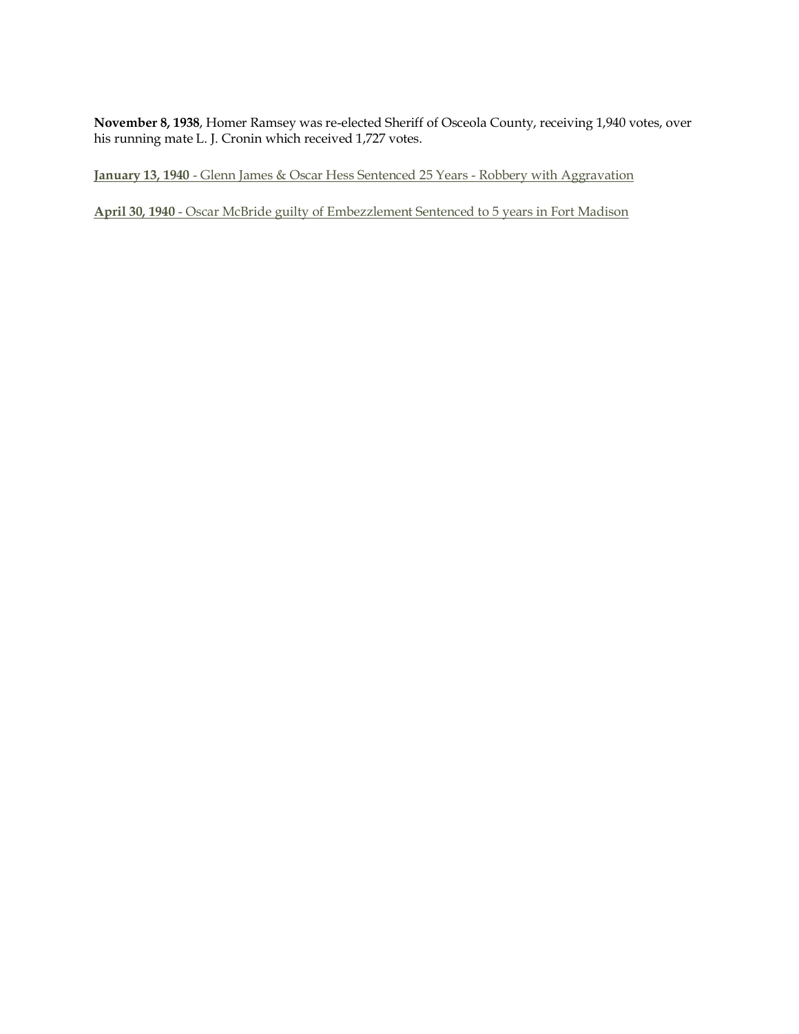**November 8, 1938**, Homer Ramsey was re-elected Sheriff of Osceola County, receiving 1,940 votes, over his running mate L. J. Cronin which received 1,727 votes.

**January 13, 1940** - Glenn James & Oscar Hess Sentenced 25 Years - Robbery with Aggravation

**April 30, 1940** - Oscar McBride guilty of Embezzlement Sentenced to 5 years in Fort Madison